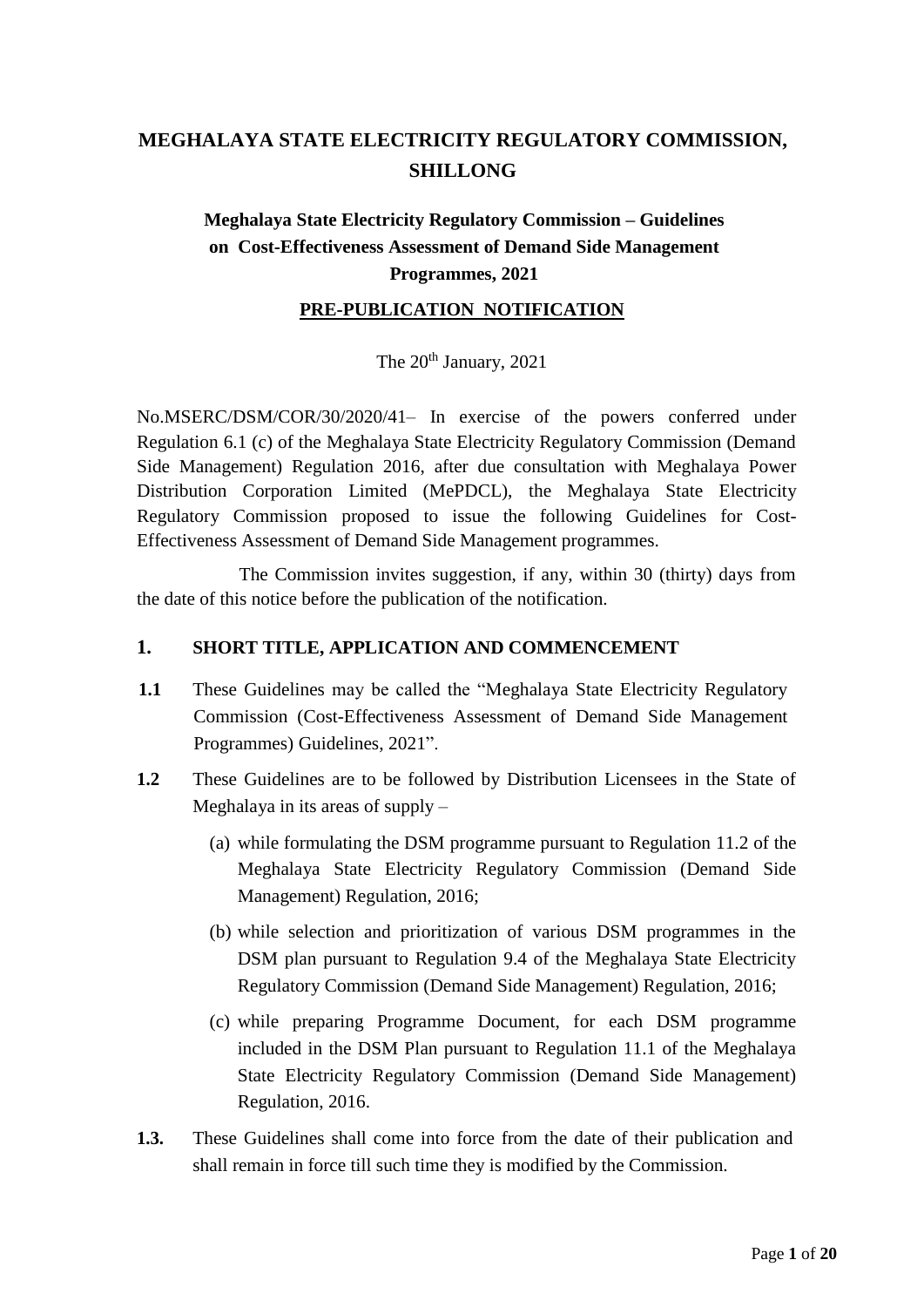# MEGHALAYA STATE ELECTRICITY REGULATORY COMMISSION, SHILLONG

## Meghalaya State Electricity Regulatory Commission – Guidelines on Cost-Effectiveness Assessment of Demand Side Management Programmes, 2021

### PRE-PUBLICATION NOTIFICATION

The 20th January, 2021

No.MSERC/DSM/COR/30/2020/41– In exercise of the powers conferred under Regulation 6.1 (c) of the Meghalaya State Electricity Regulatory Commission (Demand Side Management) Regulation 2016, after due consultation with Meghalaya Power Distribution Corporation Limited (MePDCL), the Meghalaya State Electricity Regulatory Commission proposed to issue the following Guidelines for Cost-Effectiveness Assessment of Demand Side Management programmes.

The Commission invites suggestion, if any, within 30 (thirty) days from the date of this notice before the publication of the notification.

### 1. SHORT TITLE, APPLICATION AND COMMENCEMENT

**1.1** These Guidelines may be called the "Meghalaya State Electricity Regulatory Commission (Cost-Effectiveness Assessment of Demand Side Management Programmes) Guidelines, 2021".

**1.2** These Guidelines are to be followed by Distribution Licensees in the State of Meghalaya in its areas of supply –

(a) while formulating the DSM programme pursuant to Regulation 11.2 of the Meghalaya State Electricity Regulatory Commission (Demand Side Management) Regulation, 2016;

(b) while selection and prioritization of various DSM programmes in the DSM plan pursuant to Regulation 9.4 of the Meghalaya State Electricity Regulatory Commission (Demand Side Management) Regulation, 2016;

(c) while preparing Programme Document, for each DSM programme included in the DSM Plan pursuant to Regulation 11.1 of the Meghalaya State Electricity Regulatory Commission (Demand Side Management) Regulation, 2016.

**1.3.** These Guidelines shall come into force from the date of their publication and shall remain in force till such time they is modified by the Commission.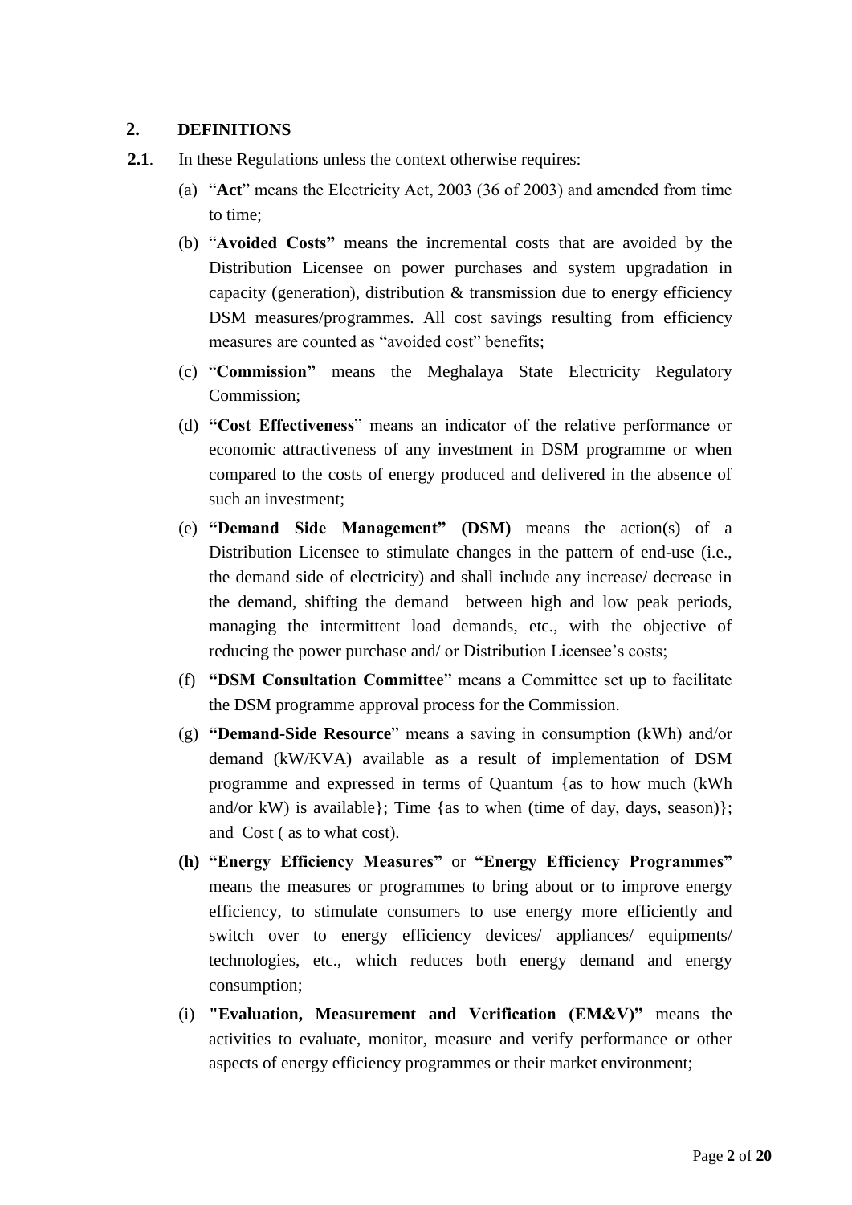## 2. DEFINITIONS

**2.1**. In these Regulations unless the context otherwise requires:

(a) "**Act**" means the Electricity Act, 2003 (36 of 2003) and amended from time to time;

(b) "**Avoided Costs"** means the incremental costs that are avoided by the Distribution Licensee on power purchases and system upgradation in capacity (generation), distribution & transmission due to energy efficiency DSM measures/programmes. All cost savings resulting from efficiency measures are counted as "avoided cost" benefits;

(c) "**Commission"** means the Meghalaya State Electricity Regulatory Commission;

(d) **"Cost Effectiveness**" means an indicator of the relative performance or economic attractiveness of any investment in DSM programme or when compared to the costs of energy produced and delivered in the absence of such an investment;

(e) **"Demand Side Management" (DSM)** means the action(s) of a Distribution Licensee to stimulate changes in the pattern of end-use (i.e., the demand side of electricity) and shall include any increase/ decrease in the demand, shifting the demand between high and low peak periods, managing the intermittent load demands, etc., with the objective of reducing the power purchase and/ or Distribution Licensee's costs;

(f) **"DSM Consultation Committee**" means a Committee set up to facilitate the DSM programme approval process for the Commission.

(g) **"Demand-Side Resource**" means a saving in consumption (kWh) and/or demand (kW/KVA) available as a result of implementation of DSM programme and expressed in terms of Quantum {as to how much (kWh and/or kW) is available}; Time {as to when (time of day, days, season)}; and Cost ( as to what cost).

**(h) "Energy Efficiency Measures"** or **"Energy Efficiency Programmes"** means the measures or programmes to bring about or to improve energy efficiency, to stimulate consumers to use energy more efficiently and switch over to energy efficiency devices/ appliances/ equipments/ technologies, etc., which reduces both energy demand and energy consumption;

(i) **"Evaluation, Measurement and Verification (EM&V)"** means the activities to evaluate, monitor, measure and verify performance or other aspects of energy efficiency programmes or their market environment;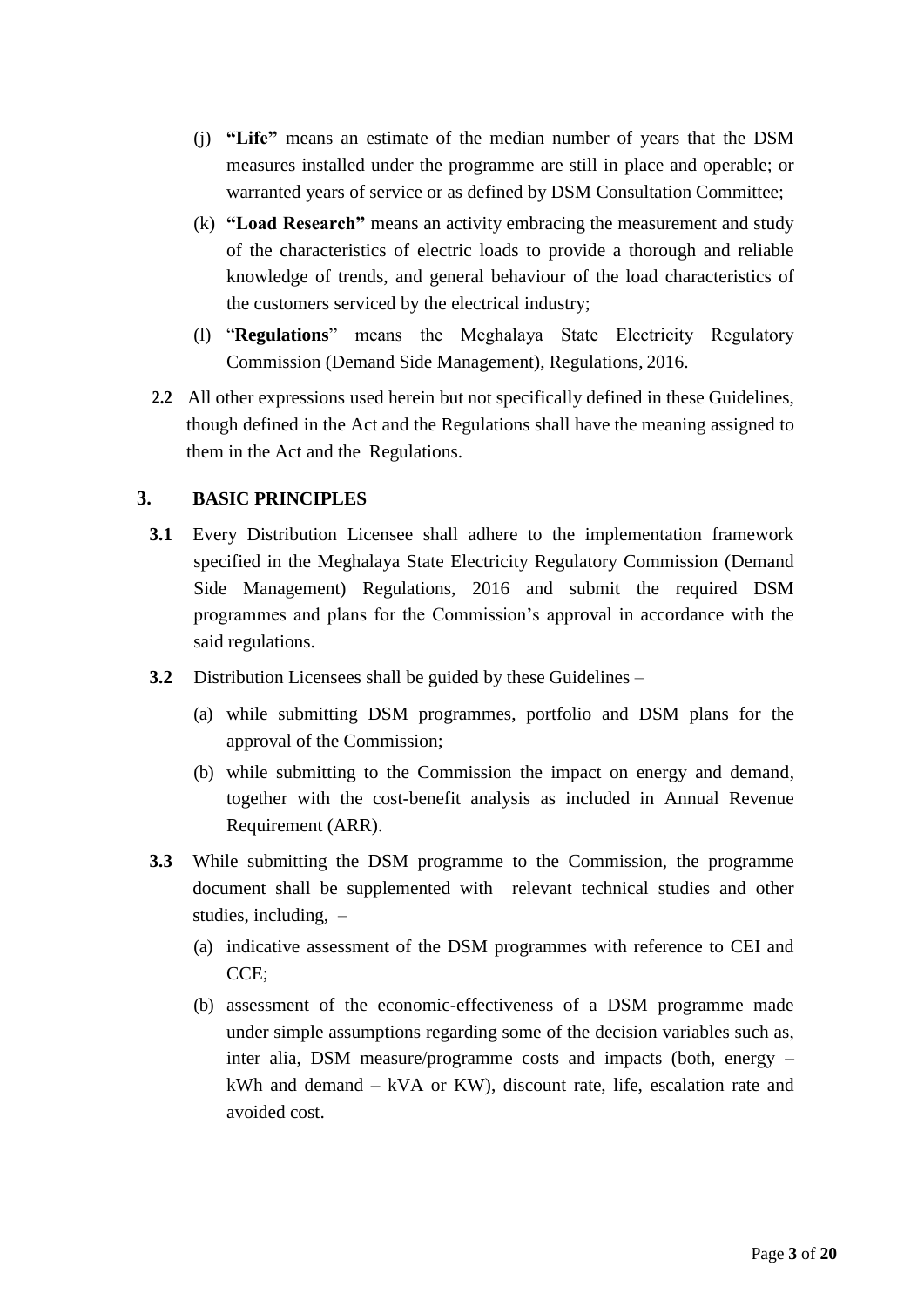(j) **"Life"** means an estimate of the median number of years that the DSM measures installed under the programme are still in place and operable; or warranted years of service or as defined by DSM Consultation Committee;

(k) **"Load Research"** means an activity embracing the measurement and study of the characteristics of electric loads to provide a thorough and reliable knowledge of trends, and general behaviour of the load characteristics of the customers serviced by the electrical industry;

(l) "**Regulations**" means the Meghalaya State Electricity Regulatory Commission (Demand Side Management), Regulations, 2016.

**2.2** All other expressions used herein but not specifically defined in these Guidelines, though defined in the Act and the Regulations shall have the meaning assigned to them in the Act and the Regulations.

## 3. BASIC PRINCIPLES

**3.1** Every Distribution Licensee shall adhere to the implementation framework specified in the Meghalaya State Electricity Regulatory Commission (Demand Side Management) Regulations, 2016 and submit the required DSM programmes and plans for the Commission's approval in accordance with the said regulations.

**3.2** Distribution Licensees shall be guided by these Guidelines –

(a) while submitting DSM programmes, portfolio and DSM plans for the approval of the Commission;

(b) while submitting to the Commission the impact on energy and demand, together with the cost-benefit analysis as included in Annual Revenue Requirement (ARR).

**3.3** While submitting the DSM programme to the Commission, the programme document shall be supplemented with relevant technical studies and other studies, including, –

(a) indicative assessment of the DSM programmes with reference to CEI and CCE;

(b) assessment of the economic-effectiveness of a DSM programme made under simple assumptions regarding some of the decision variables such as, inter alia, DSM measure/programme costs and impacts (both, energy – kWh and demand – kVA or KW), discount rate, life, escalation rate and avoided cost.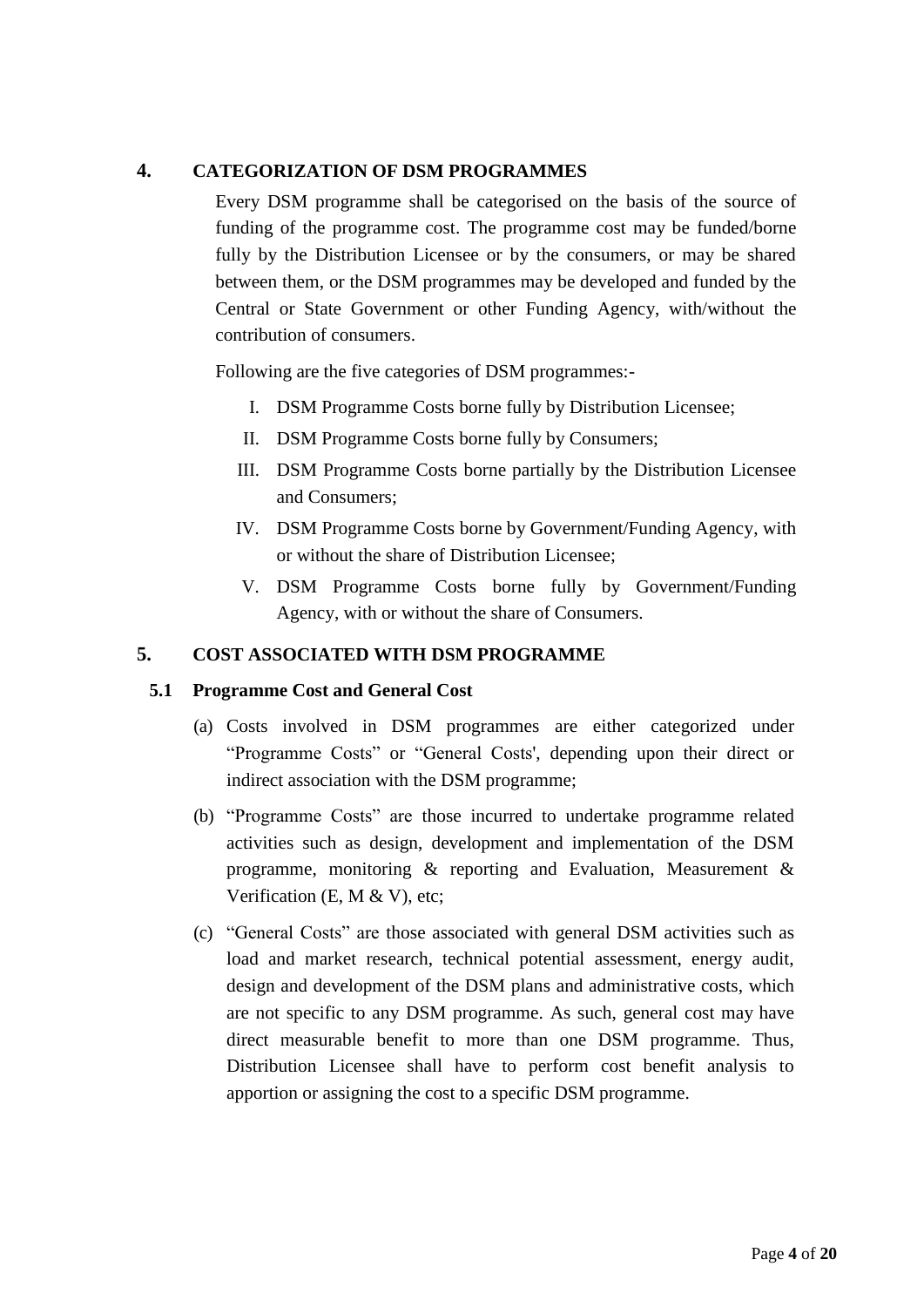## 4. CATEGORIZATION OF DSM PROGRAMMES

Every DSM programme shall be categorised on the basis of the source of funding of the programme cost. The programme cost may be funded/borne fully by the Distribution Licensee or by the consumers, or may be shared between them, or the DSM programmes may be developed and funded by the Central or State Government or other Funding Agency, with/without the contribution of consumers.

Following are the five categories of DSM programmes:-

I. DSM Programme Costs borne fully by Distribution Licensee;

II. DSM Programme Costs borne fully by Consumers;

III. DSM Programme Costs borne partially by the Distribution Licensee and Consumers;

IV. DSM Programme Costs borne by Government/Funding Agency, with or without the share of Distribution Licensee;

V. DSM Programme Costs borne fully by Government/Funding Agency, with or without the share of Consumers.

## 5. COST ASSOCIATED WITH DSM PROGRAMME

### 5.1 Programme Cost and General Cost

(a) Costs involved in DSM programmes are either categorized under “Programme Costs” or “General Costs', depending upon their direct or indirect association with the DSM programme;

(b) “Programme Costs” are those incurred to undertake programme related activities such as design, development and implementation of the DSM programme, monitoring & reporting and Evaluation, Measurement & Verification (E, M & V), etc;

(c) “General Costs” are those associated with general DSM activities such as load and market research, technical potential assessment, energy audit, design and development of the DSM plans and administrative costs, which are not specific to any DSM programme. As such, general cost may have direct measurable benefit to more than one DSM programme. Thus, Distribution Licensee shall have to perform cost benefit analysis to apportion or assigning the cost to a specific DSM programme.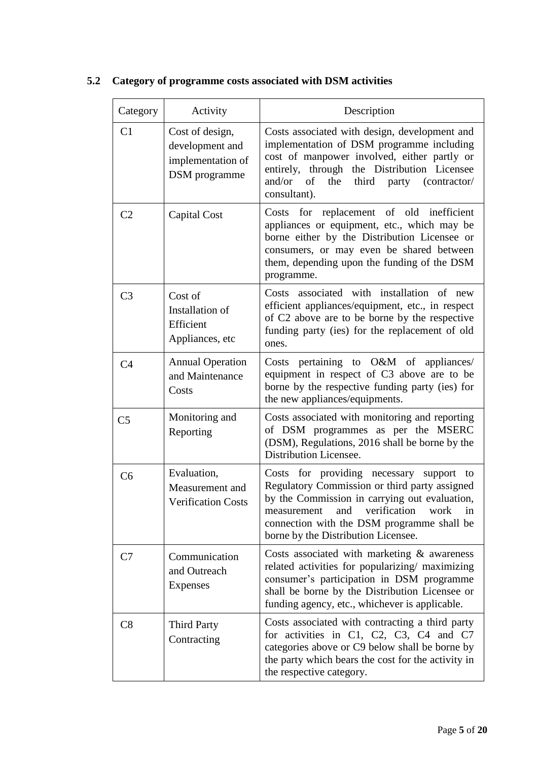### 5.2 Category of programme costs associated with DSM activities

| Category | Activity | Description |
|---|---|---|
| C1 | Cost of design, development and implementation of DSM programme | Costs associated with design, development and implementation of DSM programme including cost of manpower involved, either partly or entirely, through the Distribution Licensee and/or of the third party (contractor/ consultant). |
| C2 | Capital Cost | Costs for replacement of old inefficient appliances or equipment, etc., which may be borne either by the Distribution Licensee or consumers, or may even be shared between them, depending upon the funding of the DSM programme. |
| C3 | Cost of Installation of Efficient Appliances, etc | Costs associated with installation of new efficient appliances/equipment, etc., in respect of C2 above are to be borne by the respective funding party (ies) for the replacement of old ones. |
| C4 | Annual Operation and Maintenance Costs | Costs pertaining to O&M of appliances/ equipment in respect of C3 above are to be borne by the respective funding party (ies) for the new appliances/equipments. |
| C5 | Monitoring and Reporting | Costs associated with monitoring and reporting of DSM programmes as per the MSERC (DSM), Regulations, 2016 shall be borne by the Distribution Licensee. |
| C6 | Evaluation, Measurement and Verification Costs | Costs for providing necessary support to Regulatory Commission or third party assigned by the Commission in carrying out evaluation, measurement and verification work in connection with the DSM programme shall be borne by the Distribution Licensee. |
| C7 | Communication and Outreach Expenses | Costs associated with marketing & awareness related activities for popularizing/ maximizing consumer's participation in DSM programme shall be borne by the Distribution Licensee or funding agency, etc., whichever is applicable. |
| C8 | Third Party Contracting | Costs associated with contracting a third party for activities in C1, C2, C3, C4 and C7 categories above or C9 below shall be borne by the party which bears the cost for the activity in the respective category. |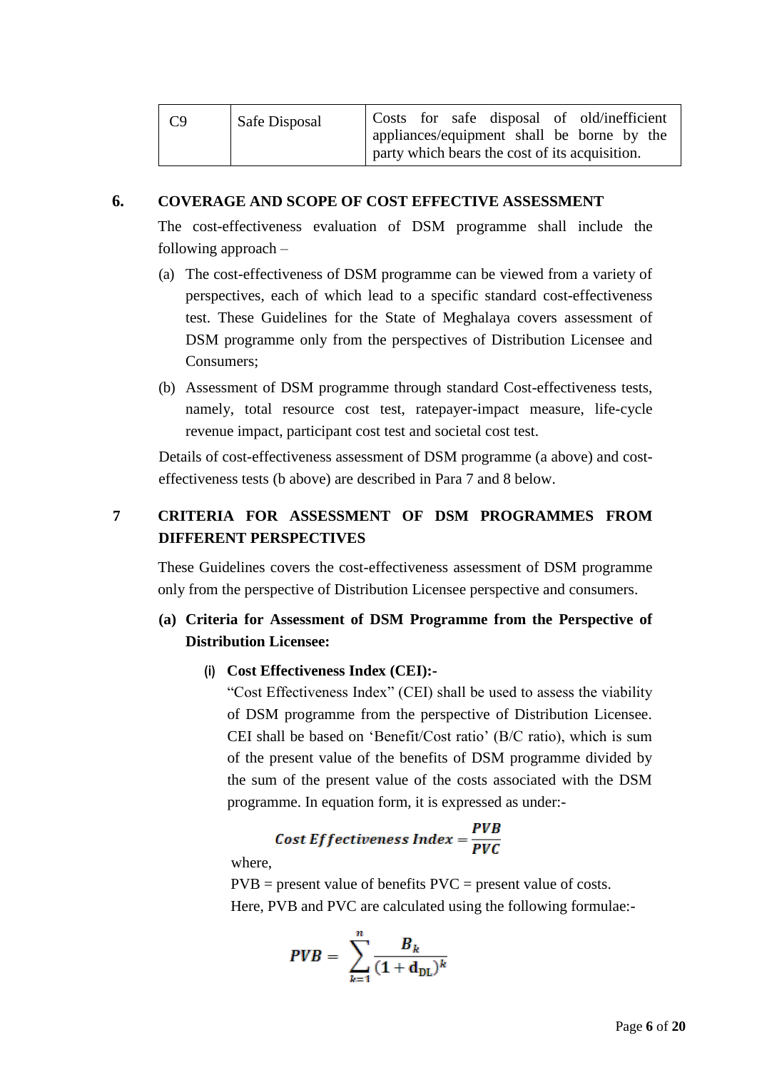| C9 | Safe Disposal | Costs for safe disposal of old/inefficient appliances/equipment shall be borne by the party which bears the cost of its acquisition. |
|---|---|---|

## 6. COVERAGE AND SCOPE OF COST EFFECTIVE ASSESSMENT

The cost-effectiveness evaluation of DSM programme shall include the following approach –

(a) The cost-effectiveness of DSM programme can be viewed from a variety of perspectives, each of which lead to a specific standard cost-effectiveness test. These Guidelines for the State of Meghalaya covers assessment of DSM programme only from the perspectives of Distribution Licensee and Consumers;

(b) Assessment of DSM programme through standard Cost-effectiveness tests, namely, total resource cost test, ratepayer-impact measure, life-cycle revenue impact, participant cost test and societal cost test.

Details of cost-effectiveness assessment of DSM programme (a above) and cost-effectiveness tests (b above) are described in Para 7 and 8 below.

## 7 CRITERIA FOR ASSESSMENT OF DSM PROGRAMMES FROM DIFFERENT PERSPECTIVES

These Guidelines covers the cost-effectiveness assessment of DSM programme only from the perspective of Distribution Licensee perspective and consumers.

**(a) Criteria for Assessment of DSM Programme from the Perspective of Distribution Licensee:**

**(i) Cost Effectiveness Index (CEI):-**

"Cost Effectiveness Index" (CEI) shall be used to assess the viability of DSM programme from the perspective of Distribution Licensee. CEI shall be based on 'Benefit/Cost ratio' (B/C ratio), which is sum of the present value of the benefits of DSM programme divided by the sum of the present value of the costs associated with the DSM programme. In equation form, it is expressed as under:-

$$Cost\ Effectiveness\ Index = \frac{PVB}{PVC}$$

where,

PVB = present value of benefits PVC = present value of costs.

Here, PVB and PVC are calculated using the following formulae:-

$$PVB = \sum_{k=1}^{n} \frac{B_k}{(1 + d_{DL})^k}$$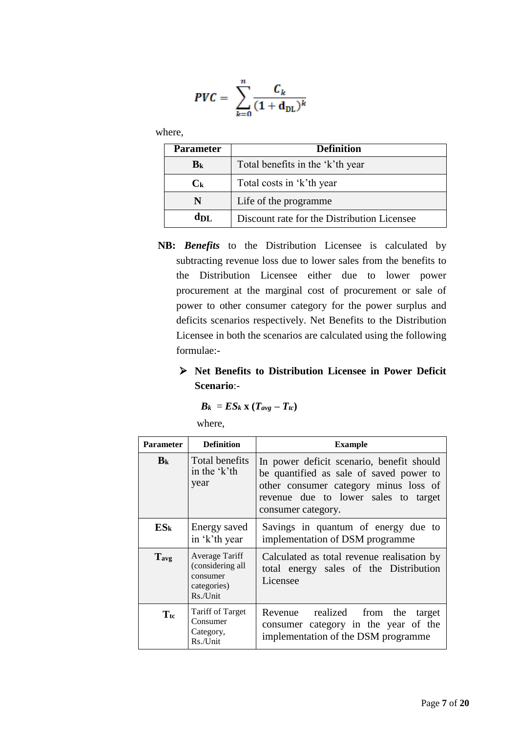$$PVC = \sum_{k=0}^{n} \frac{C_k}{(1 + \mathrm{d_{DL}})^k}$$

where,

| Parameter | Definition |
|---|---|
| $B_k$ | Total benefits in the 'k'th year |
| $C_k$ | Total costs in 'k'th year |
| N | Life of the programme |
| $d_{DL}$ | Discount rate for the Distribution Licensee |

**NB:** ***Benefits*** to the Distribution Licensee is calculated by subtracting revenue loss due to lower sales from the benefits to the Distribution Licensee either due to lower power procurement at the marginal cost of procurement or sale of power to other consumer category for the power surplus and deficits scenarios respectively. Net Benefits to the Distribution Licensee in both the scenarios are calculated using the following formulae:-

- **Net Benefits to Distribution Licensee in Power Deficit Scenario**:-

$$B_k = ES_k \times (T_{avg} - T_{tc})$$

where,

| Parameter | Definition | Example |
|---|---|---|
| $B_k$ | Total benefits in the 'k'th year | In power deficit scenario, benefit should be quantified as sale of saved power to other consumer category minus loss of revenue due to lower sales to target consumer category. |
| $ES_k$ | Energy saved in 'k'th year | Savings in quantum of energy due to implementation of DSM programme |
| $T_{avg}$ | Average Tariff (considering all consumer categories) Rs./Unit | Calculated as total revenue realisation by total energy sales of the Distribution Licensee |
| $T_{tc}$ | Tariff of Target Consumer Category, Rs./Unit | Revenue realized from the target consumer category in the year of the implementation of the DSM programme |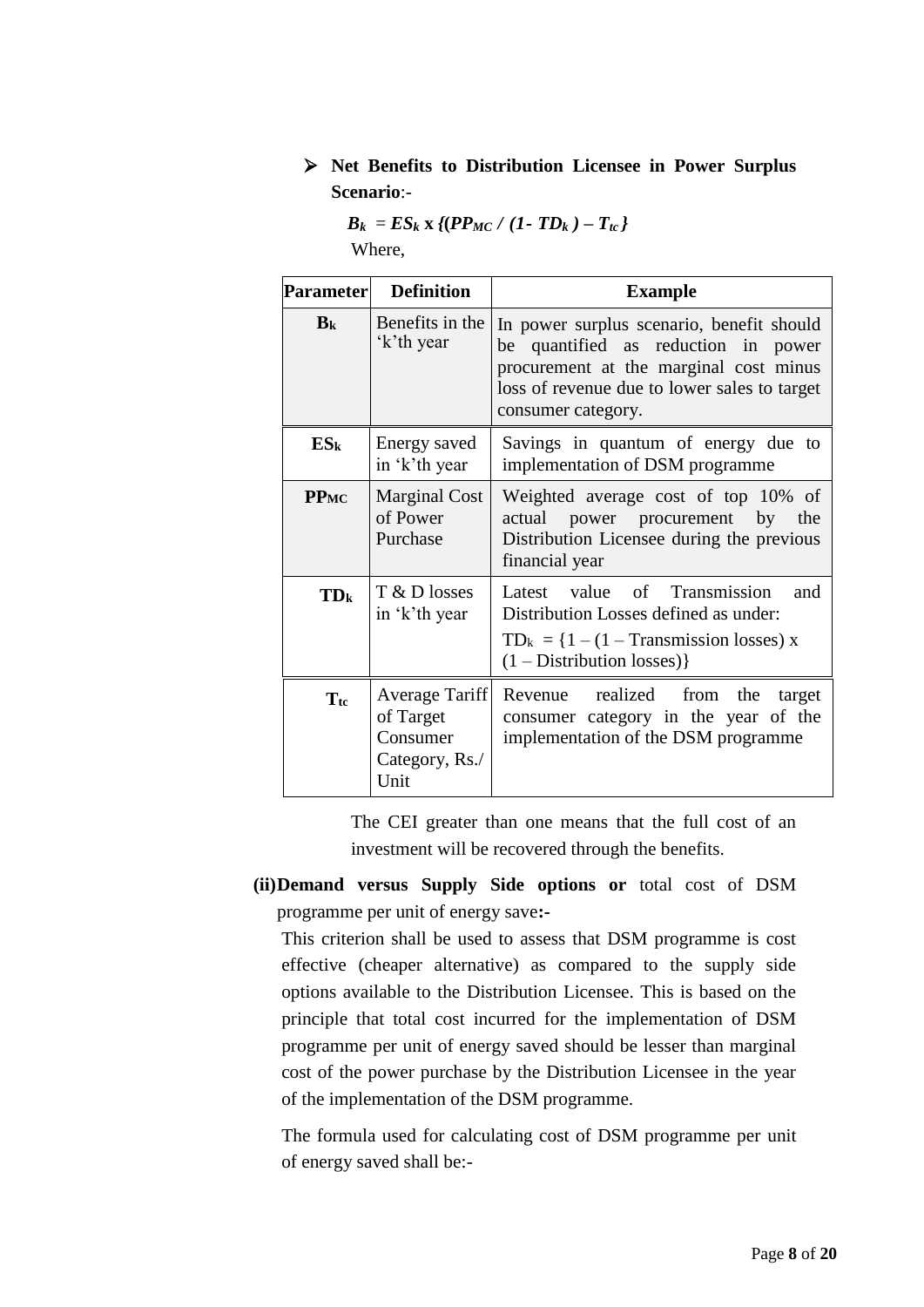- **Net Benefits to Distribution Licensee in Power Surplus Scenario**:-

$$B_k = ES_k \times \{(PP_{MC} / (1- TD_k) - T_{tc}\}$$

Where,

| Parameter | Definition | Example |
|---|---|---|
| $B_k$ | Benefits in the 'k'th year | In power surplus scenario, benefit should be quantified as reduction in power procurement at the marginal cost minus loss of revenue due to lower sales to target consumer category. |
| $ES_k$ | Energy saved in 'k'th year | Savings in quantum of energy due to implementation of DSM programme |
| $PP_{MC}$ | Marginal Cost of Power Purchase | Weighted average cost of top 10% of actual power procurement by the Distribution Licensee during the previous financial year |
| $TD_k$ | T & D losses in 'k'th year | Latest value of Transmission and Distribution Losses defined as under: $TD_k = \{1 - (1 - \text{Transmission losses}) \times (1 - \text{Distribution losses})\}$ |
| $T_{tc}$ | Average Tariff of Target Consumer Category, Rs./ Unit | Revenue realized from the target consumer category in the year of the implementation of the DSM programme |

The CEI greater than one means that the full cost of an investment will be recovered through the benefits.

**(ii) Demand versus Supply Side options or** total cost of DSM programme per unit of energy save**:-**

This criterion shall be used to assess that DSM programme is cost effective (cheaper alternative) as compared to the supply side options available to the Distribution Licensee. This is based on the principle that total cost incurred for the implementation of DSM programme per unit of energy saved should be lesser than marginal cost of the power purchase by the Distribution Licensee in the year of the implementation of the DSM programme.

The formula used for calculating cost of DSM programme per unit of energy saved shall be:-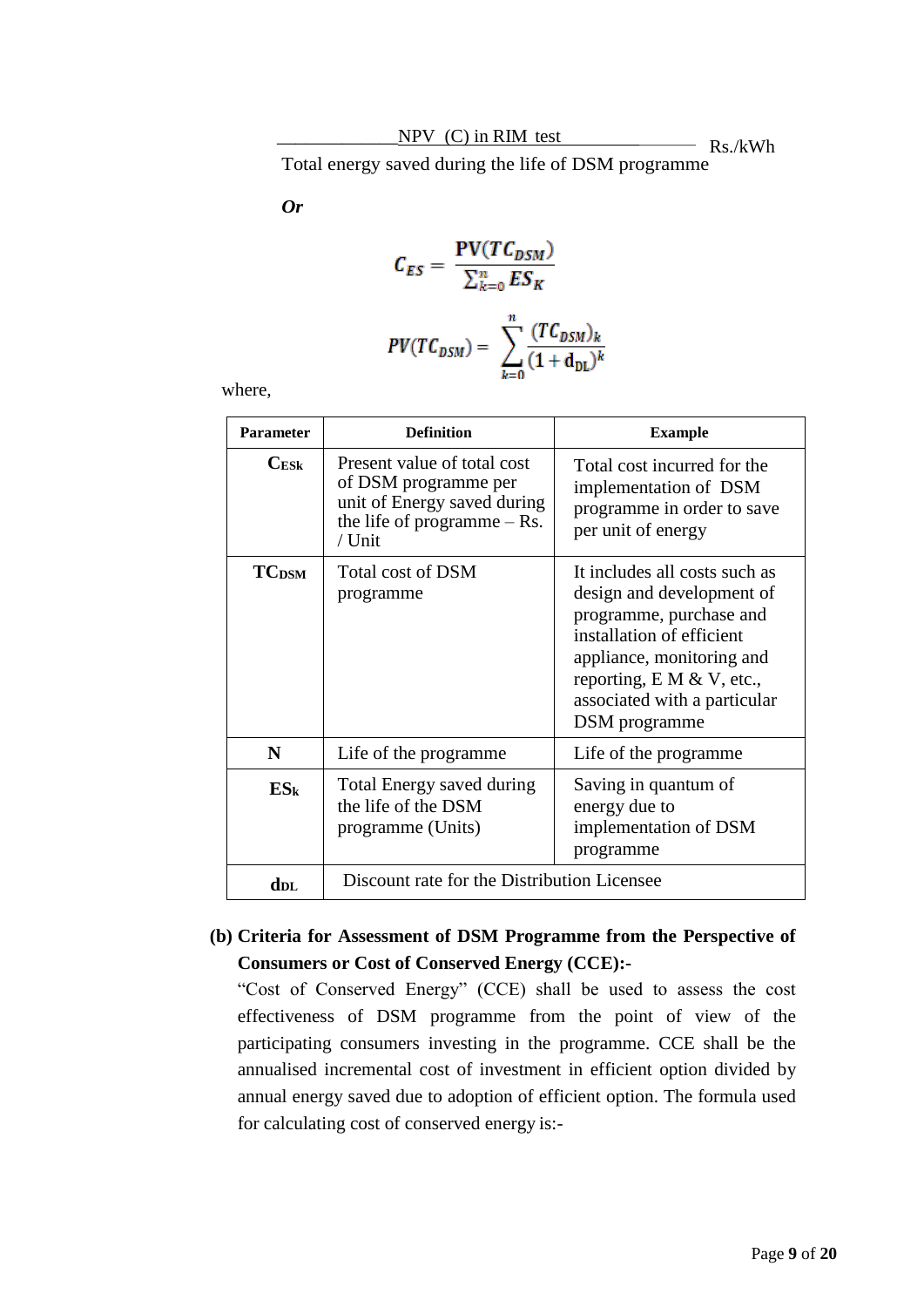$$\frac{\text{NPV (C) in RIM test}}{\text{Total energy saved during the life of DSM programme}} \text{ Rs./kWh}$$

***Or***

$$C_{ES} = \frac{\mathbf{PV}(TC_{DSM})}{\sum_{k=0}^{n} ES_K}$$

$$PV(TC_{DSM}) = \sum_{k=0}^{n} \frac{(TC_{DSM})_k}{(1 + \mathrm{d_{DL}})^k}$$

where,

| Parameter | Definition | Example |
|---|---|---|
| $C_{ESk}$ | Present value of total cost of DSM programme per unit of Energy saved during the life of programme – Rs. / Unit | Total cost incurred for the implementation of DSM programme in order to save per unit of energy |
| $TC_{DSM}$ | Total cost of DSM programme | It includes all costs such as design and development of programme, purchase and installation of efficient appliance, monitoring and reporting, E M & V, etc., associated with a particular DSM programme |
| N | Life of the programme | Life of the programme |
| $ES_k$ | Total Energy saved during the life of the DSM programme (Units) | Saving in quantum of energy due to implementation of DSM programme |
| $d_{DL}$ | Discount rate for the Distribution Licensee | |

**(b) Criteria for Assessment of DSM Programme from the Perspective of Consumers or Cost of Conserved Energy (CCE):-**

"Cost of Conserved Energy" (CCE) shall be used to assess the cost effectiveness of DSM programme from the point of view of the participating consumers investing in the programme. CCE shall be the annualised incremental cost of investment in efficient option divided by annual energy saved due to adoption of efficient option. The formula used for calculating cost of conserved energy is:-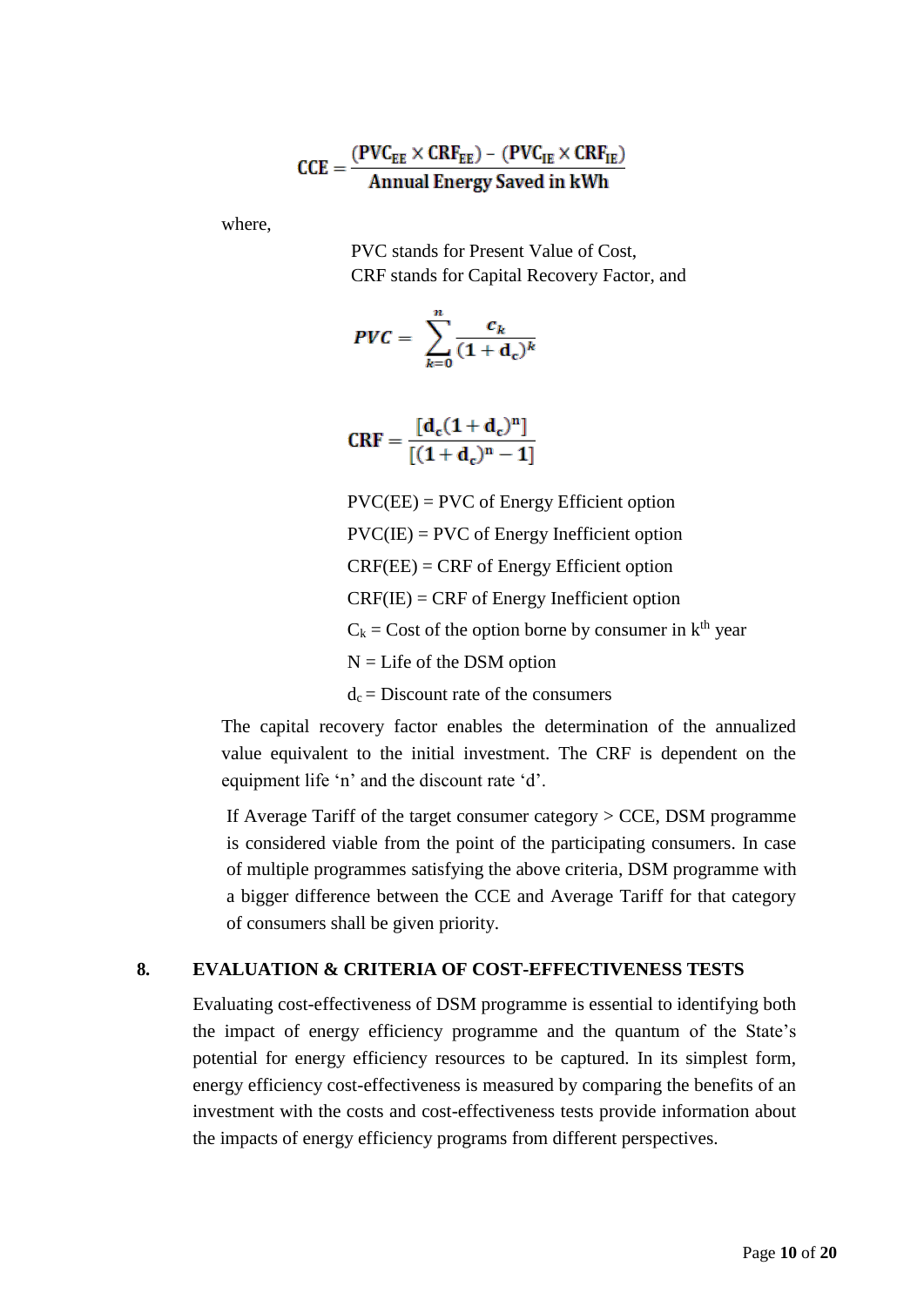$$\mathbf{CCE} = \frac{(\mathbf{PVC_{EE}} \times \mathbf{CRF_{EE}}) - (\mathbf{PVC_{IE}} \times \mathbf{CRF_{IE}})}{\textbf{Annual Energy Saved in kWh}}$$

where,

PVC stands for Present Value of Cost,
CRF stands for Capital Recovery Factor, and

$$PVC = \sum_{k=0}^{n} \frac{c_k}{(1 + d_c)^k}$$

$$\mathbf{CRF} = \frac{[\mathbf{d_c}(\mathbf{1} + \mathbf{d_c})^{\mathbf{n}}]}{[(\mathbf{1} + \mathbf{d_c})^{\mathbf{n}} - \mathbf{1}]}$$

PVC(EE) = PVC of Energy Efficient option

PVC(IE) = PVC of Energy Inefficient option

CRF(EE) = CRF of Energy Efficient option

CRF(IE) = CRF of Energy Inefficient option

$C_k$ = Cost of the option borne by consumer in $k^{th}$ year

N = Life of the DSM option

$d_c$ = Discount rate of the consumers

The capital recovery factor enables the determination of the annualized value equivalent to the initial investment. The CRF is dependent on the equipment life 'n' and the discount rate 'd'.

If Average Tariff of the target consumer category > CCE, DSM programme is considered viable from the point of the participating consumers. In case of multiple programmes satisfying the above criteria, DSM programme with a bigger difference between the CCE and Average Tariff for that category of consumers shall be given priority.

## 8. EVALUATION & CRITERIA OF COST-EFFECTIVENESS TESTS

Evaluating cost-effectiveness of DSM programme is essential to identifying both the impact of energy efficiency programme and the quantum of the State's potential for energy efficiency resources to be captured. In its simplest form, energy efficiency cost-effectiveness is measured by comparing the benefits of an investment with the costs and cost-effectiveness tests provide information about the impacts of energy efficiency programs from different perspectives.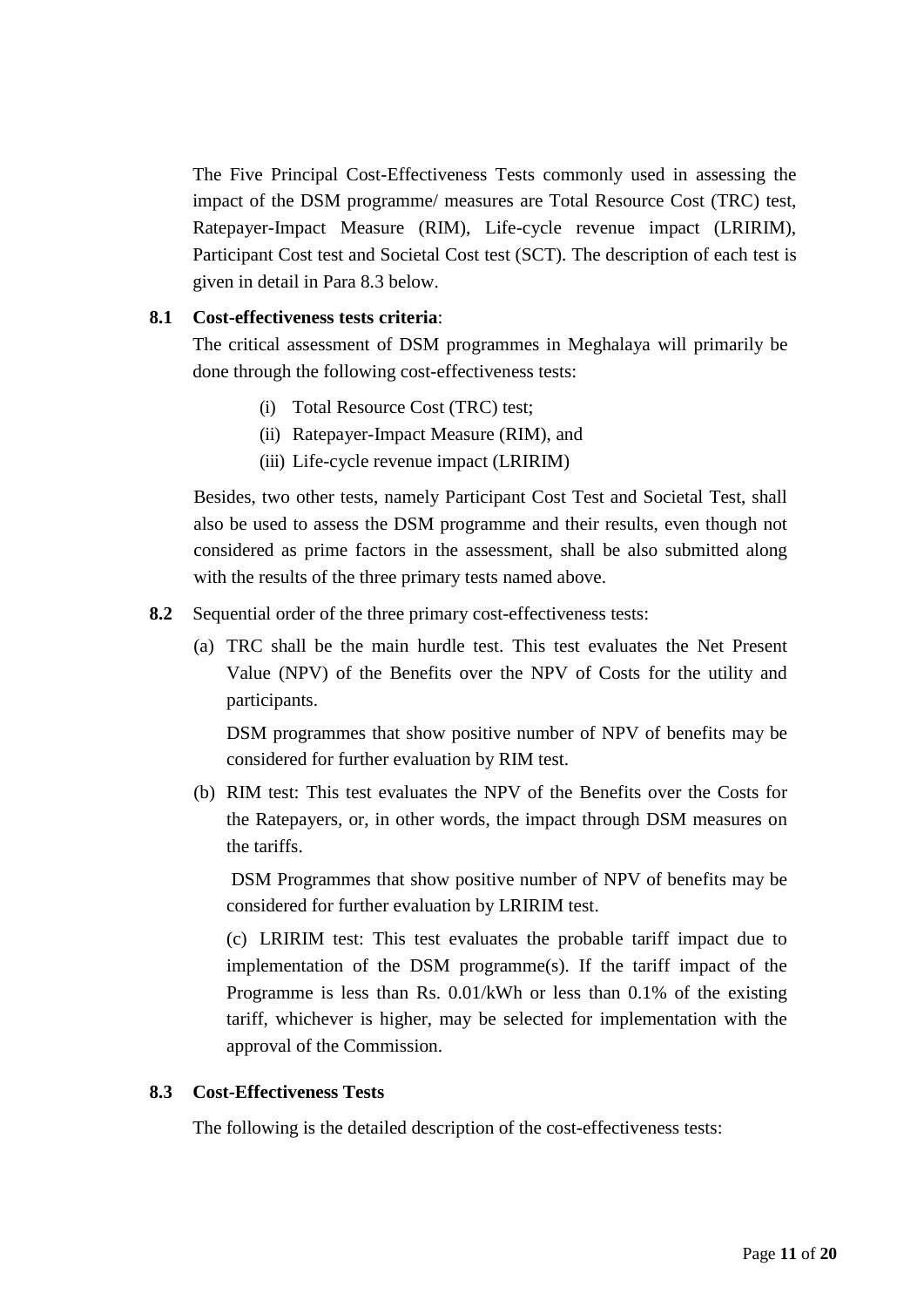The Five Principal Cost-Effectiveness Tests commonly used in assessing the impact of the DSM programme/ measures are Total Resource Cost (TRC) test, Ratepayer-Impact Measure (RIM), Life-cycle revenue impact (LRIRIM), Participant Cost test and Societal Cost test (SCT). The description of each test is given in detail in Para 8.3 below.

**8.1 Cost-effectiveness tests criteria**:

The critical assessment of DSM programmes in Meghalaya will primarily be done through the following cost-effectiveness tests:

(i) Total Resource Cost (TRC) test;
(ii) Ratepayer-Impact Measure (RIM), and
(iii) Life-cycle revenue impact (LRIRIM)

Besides, two other tests, namely Participant Cost Test and Societal Test, shall also be used to assess the DSM programme and their results, even though not considered as prime factors in the assessment, shall be also submitted along with the results of the three primary tests named above.

**8.2** Sequential order of the three primary cost-effectiveness tests:

(a) TRC shall be the main hurdle test. This test evaluates the Net Present Value (NPV) of the Benefits over the NPV of Costs for the utility and participants.

DSM programmes that show positive number of NPV of benefits may be considered for further evaluation by RIM test.

(b) RIM test: This test evaluates the NPV of the Benefits over the Costs for the Ratepayers, or, in other words, the impact through DSM measures on the tariffs.

DSM Programmes that show positive number of NPV of benefits may be considered for further evaluation by LRIRIM test.

(c) LRIRIM test: This test evaluates the probable tariff impact due to implementation of the DSM programme(s). If the tariff impact of the Programme is less than Rs. 0.01/kWh or less than 0.1% of the existing tariff, whichever is higher, may be selected for implementation with the approval of the Commission.

**8.3 Cost-Effectiveness Tests**

The following is the detailed description of the cost-effectiveness tests: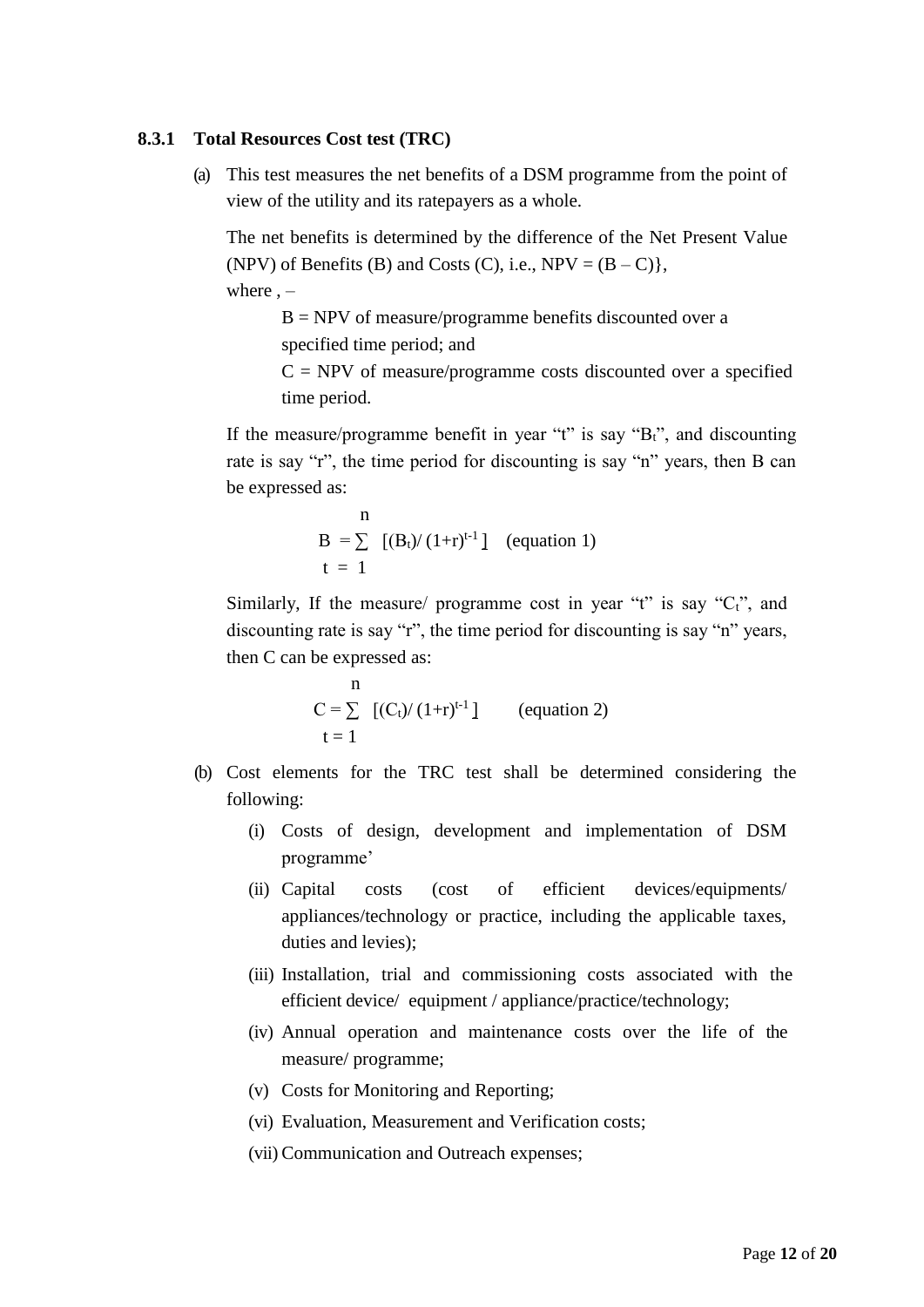### 8.3.1 Total Resources Cost test (TRC)

(a) This test measures the net benefits of a DSM programme from the point of view of the utility and its ratepayers as a whole.

The net benefits is determined by the difference of the Net Present Value (NPV) of Benefits (B) and Costs (C), i.e., NPV = (B – C)},
where , –

B = NPV of measure/programme benefits discounted over a specified time period; and

C = NPV of measure/programme costs discounted over a specified time period.

If the measure/programme benefit in year "t" is say "$B_t$", and discounting rate is say "r", the time period for discounting is say "n" years, then B can be expressed as:

$$B = \sum_{t=1}^{n} [(B_t)/(1+r)^{t-1}] \quad \text{(equation 1)}$$

Similarly, If the measure/ programme cost in year "t" is say "$C_t$", and discounting rate is say "r", the time period for discounting is say "n" years, then C can be expressed as:

$$C = \sum_{t=1}^{n} [(C_t)/(1+r)^{t-1}] \quad \text{(equation 2)}$$

(b) Cost elements for the TRC test shall be determined considering the following:

(i) Costs of design, development and implementation of DSM programme'

(ii) Capital costs (cost of efficient devices/equipments/ appliances/technology or practice, including the applicable taxes, duties and levies);

(iii) Installation, trial and commissioning costs associated with the efficient device/ equipment / appliance/practice/technology;

(iv) Annual operation and maintenance costs over the life of the measure/ programme;

(v) Costs for Monitoring and Reporting;

(vi) Evaluation, Measurement and Verification costs;

(vii) Communication and Outreach expenses;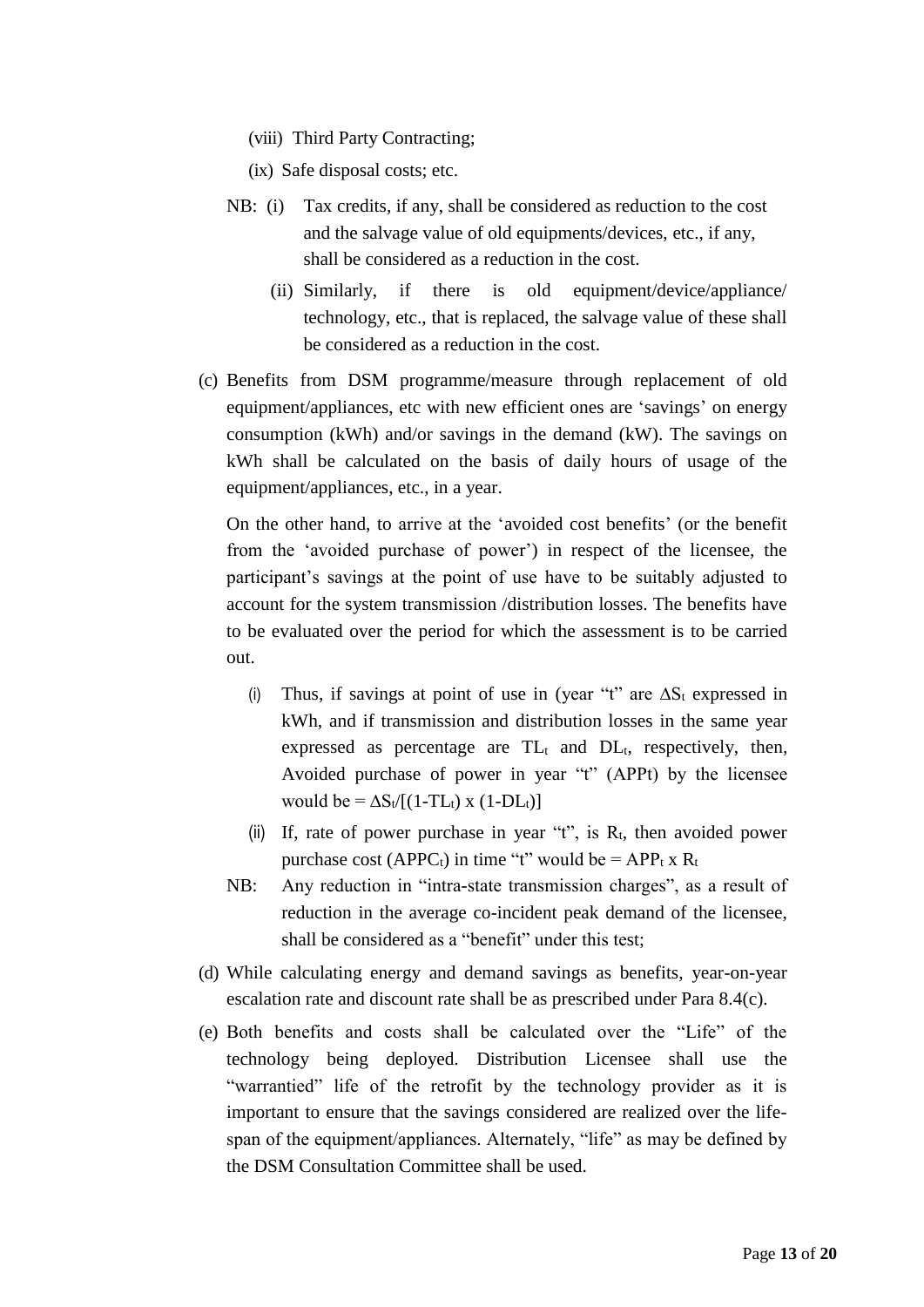(viii) Third Party Contracting;

(ix) Safe disposal costs; etc.

NB: (i) Tax credits, if any, shall be considered as reduction to the cost and the salvage value of old equipments/devices, etc., if any, shall be considered as a reduction in the cost.

(ii) Similarly, if there is old equipment/device/appliance/ technology, etc., that is replaced, the salvage value of these shall be considered as a reduction in the cost.

(c) Benefits from DSM programme/measure through replacement of old equipment/appliances, etc with new efficient ones are 'savings' on energy consumption (kWh) and/or savings in the demand (kW). The savings on kWh shall be calculated on the basis of daily hours of usage of the equipment/appliances, etc., in a year.

On the other hand, to arrive at the 'avoided cost benefits' (or the benefit from the 'avoided purchase of power') in respect of the licensee, the participant's savings at the point of use have to be suitably adjusted to account for the system transmission /distribution losses. The benefits have to be evaluated over the period for which the assessment is to be carried out.

(i) Thus, if savings at point of use in (year "t" are $\Delta S_t$ expressed in kWh, and if transmission and distribution losses in the same year expressed as percentage are $TL_t$ and $DL_t$, respectively, then, Avoided purchase of power in year "t" (APPt) by the licensee would be $= \Delta S_t/[(1-TL_t) \times (1-DL_t)]$

(ii) If, rate of power purchase in year "t", is $R_t$, then avoided power purchase cost ($APPC_t$) in time "t" would be $= APP_t \times R_t$

NB: Any reduction in "intra-state transmission charges", as a result of reduction in the average co-incident peak demand of the licensee, shall be considered as a "benefit" under this test;

(d) While calculating energy and demand savings as benefits, year-on-year escalation rate and discount rate shall be as prescribed under Para 8.4(c).

(e) Both benefits and costs shall be calculated over the "Life" of the technology being deployed. Distribution Licensee shall use the "warrantied" life of the retrofit by the technology provider as it is important to ensure that the savings considered are realized over the life-span of the equipment/appliances. Alternately, "life" as may be defined by the DSM Consultation Committee shall be used.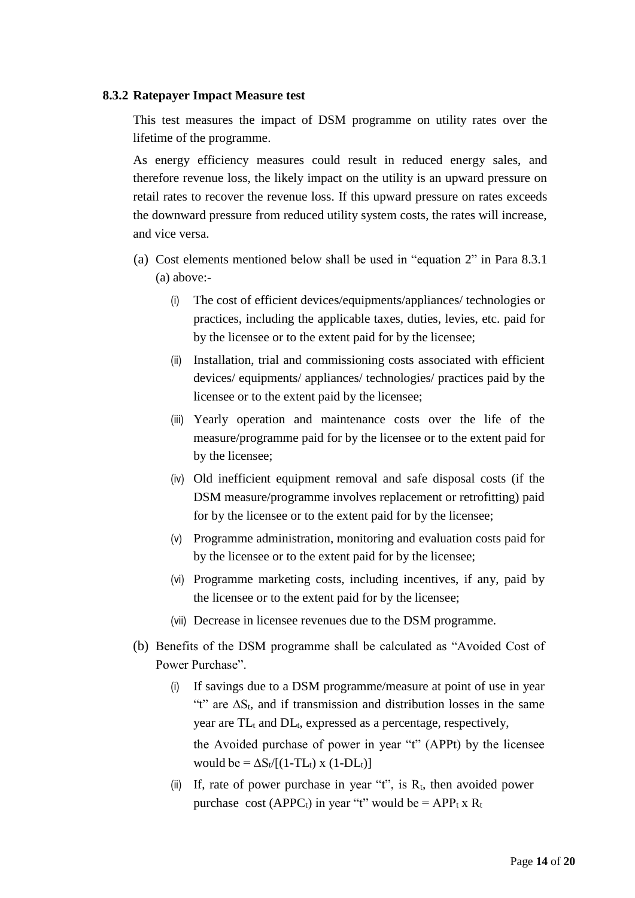### 8.3.2 Ratepayer Impact Measure test

This test measures the impact of DSM programme on utility rates over the lifetime of the programme.

As energy efficiency measures could result in reduced energy sales, and therefore revenue loss, the likely impact on the utility is an upward pressure on retail rates to recover the revenue loss. If this upward pressure on rates exceeds the downward pressure from reduced utility system costs, the rates will increase, and vice versa.

(a) Cost elements mentioned below shall be used in "equation 2" in Para 8.3.1 (a) above:-

   (i) The cost of efficient devices/equipments/appliances/ technologies or practices, including the applicable taxes, duties, levies, etc. paid for by the licensee or to the extent paid for by the licensee;

   (ii) Installation, trial and commissioning costs associated with efficient devices/ equipments/ appliances/ technologies/ practices paid by the licensee or to the extent paid by the licensee;

   (iii) Yearly operation and maintenance costs over the life of the measure/programme paid for by the licensee or to the extent paid for by the licensee;

   (iv) Old inefficient equipment removal and safe disposal costs (if the DSM measure/programme involves replacement or retrofitting) paid for by the licensee or to the extent paid for by the licensee;

   (v) Programme administration, monitoring and evaluation costs paid for by the licensee or to the extent paid for by the licensee;

   (vi) Programme marketing costs, including incentives, if any, paid by the licensee or to the extent paid for by the licensee;

   (vii) Decrease in licensee revenues due to the DSM programme.

(b) Benefits of the DSM programme shall be calculated as "Avoided Cost of Power Purchase".

   (i) If savings due to a DSM programme/measure at point of use in year "t" are $\Delta S_t$, and if transmission and distribution losses in the same year are $TL_t$ and $DL_t$, expressed as a percentage, respectively,

   the Avoided purchase of power in year "t" (APPt) by the licensee would be $= \Delta S_t/[(1-TL_t) \times (1-DL_t)]$

   (ii) If, rate of power purchase in year "t", is $R_t$, then avoided power purchase cost ($APPC_t$) in year "t" would be $= APP_t \times R_t$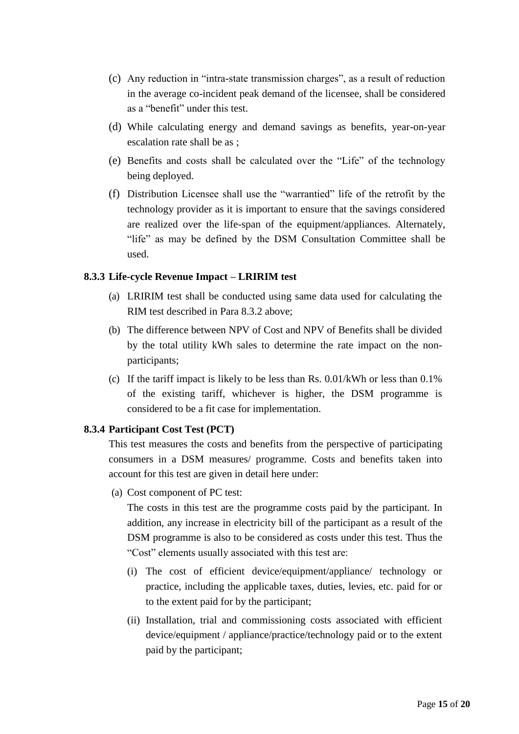(c) Any reduction in "intra-state transmission charges", as a result of reduction in the average co-incident peak demand of the licensee, shall be considered as a "benefit" under this test.

(d) While calculating energy and demand savings as benefits, year-on-year escalation rate shall be as ;

(e) Benefits and costs shall be calculated over the "Life" of the technology being deployed.

(f) Distribution Licensee shall use the "warrantied" life of the retrofit by the technology provider as it is important to ensure that the savings considered are realized over the life-span of the equipment/appliances. Alternately, "life" as may be defined by the DSM Consultation Committee shall be used.

**8.3.3 Life-cycle Revenue Impact – LRIRIM test**

(a) LRIRIM test shall be conducted using same data used for calculating the RIM test described in Para 8.3.2 above;

(b) The difference between NPV of Cost and NPV of Benefits shall be divided by the total utility kWh sales to determine the rate impact on the non-participants;

(c) If the tariff impact is likely to be less than Rs. 0.01/kWh or less than 0.1% of the existing tariff, whichever is higher, the DSM programme is considered to be a fit case for implementation.

**8.3.4 Participant Cost Test (PCT)**

This test measures the costs and benefits from the perspective of participating consumers in a DSM measures/ programme. Costs and benefits taken into account for this test are given in detail here under:

(a) Cost component of PC test:

The costs in this test are the programme costs paid by the participant. In addition, any increase in electricity bill of the participant as a result of the DSM programme is also to be considered as costs under this test. Thus the "Cost" elements usually associated with this test are:

(i) The cost of efficient device/equipment/appliance/ technology or practice, including the applicable taxes, duties, levies, etc. paid for or to the extent paid for by the participant;

(ii) Installation, trial and commissioning costs associated with efficient device/equipment / appliance/practice/technology paid or to the extent paid by the participant;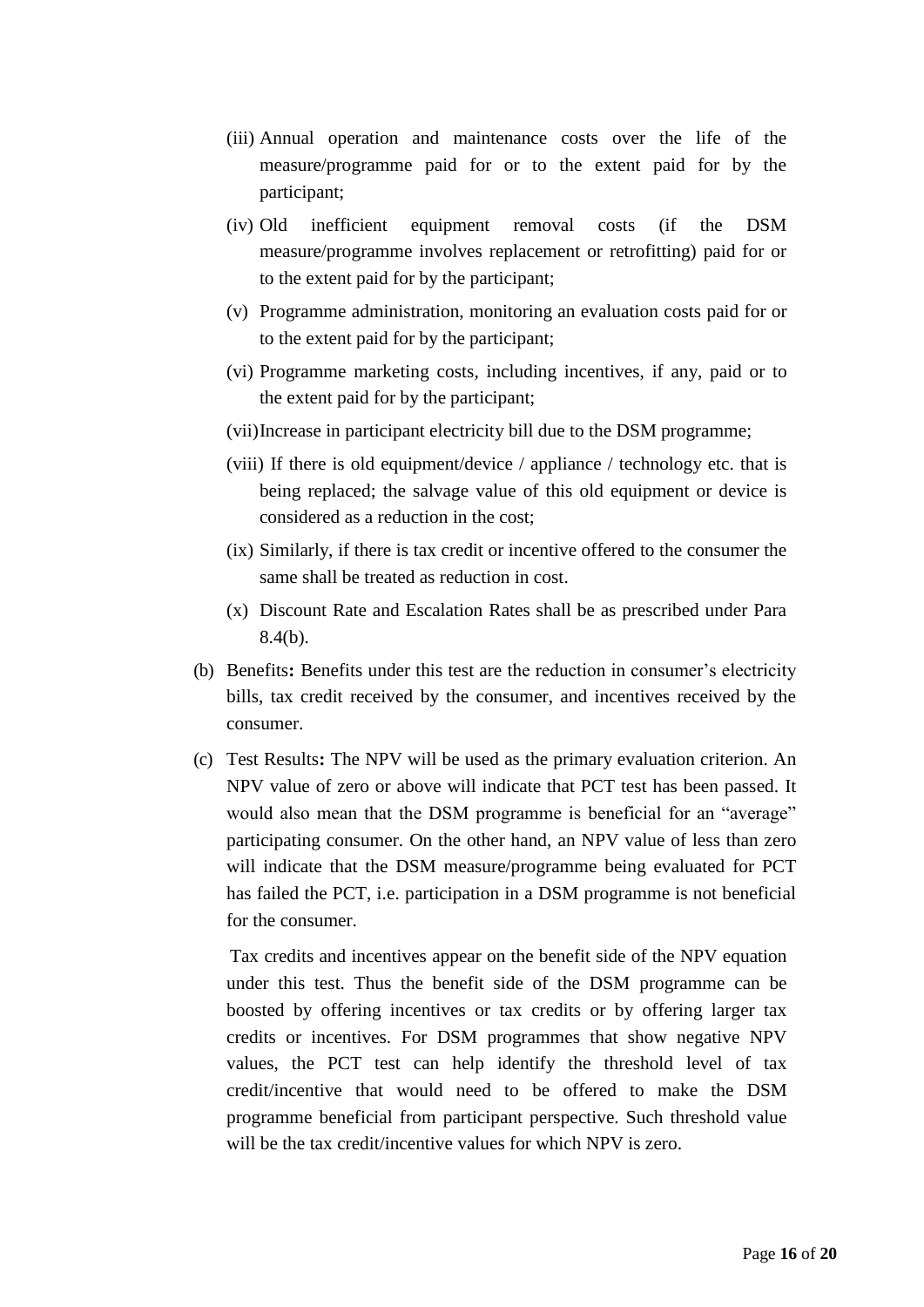(iii) Annual operation and maintenance costs over the life of the measure/programme paid for or to the extent paid for by the participant;

(iv) Old inefficient equipment removal costs (if the DSM measure/programme involves replacement or retrofitting) paid for or to the extent paid for by the participant;

(v) Programme administration, monitoring an evaluation costs paid for or to the extent paid for by the participant;

(vi) Programme marketing costs, including incentives, if any, paid or to the extent paid for by the participant;

(vii) Increase in participant electricity bill due to the DSM programme;

(viii) If there is old equipment/device / appliance / technology etc. that is being replaced; the salvage value of this old equipment or device is considered as a reduction in the cost;

(ix) Similarly, if there is tax credit or incentive offered to the consumer the same shall be treated as reduction in cost.

(x) Discount Rate and Escalation Rates shall be as prescribed under Para 8.4(b).

(b) Benefits**:** Benefits under this test are the reduction in consumer's electricity bills, tax credit received by the consumer, and incentives received by the consumer.

(c) Test Results**:** The NPV will be used as the primary evaluation criterion. An NPV value of zero or above will indicate that PCT test has been passed. It would also mean that the DSM programme is beneficial for an "average" participating consumer. On the other hand, an NPV value of less than zero will indicate that the DSM measure/programme being evaluated for PCT has failed the PCT, i.e. participation in a DSM programme is not beneficial for the consumer.

Tax credits and incentives appear on the benefit side of the NPV equation under this test. Thus the benefit side of the DSM programme can be boosted by offering incentives or tax credits or by offering larger tax credits or incentives. For DSM programmes that show negative NPV values, the PCT test can help identify the threshold level of tax credit/incentive that would need to be offered to make the DSM programme beneficial from participant perspective. Such threshold value will be the tax credit/incentive values for which NPV is zero.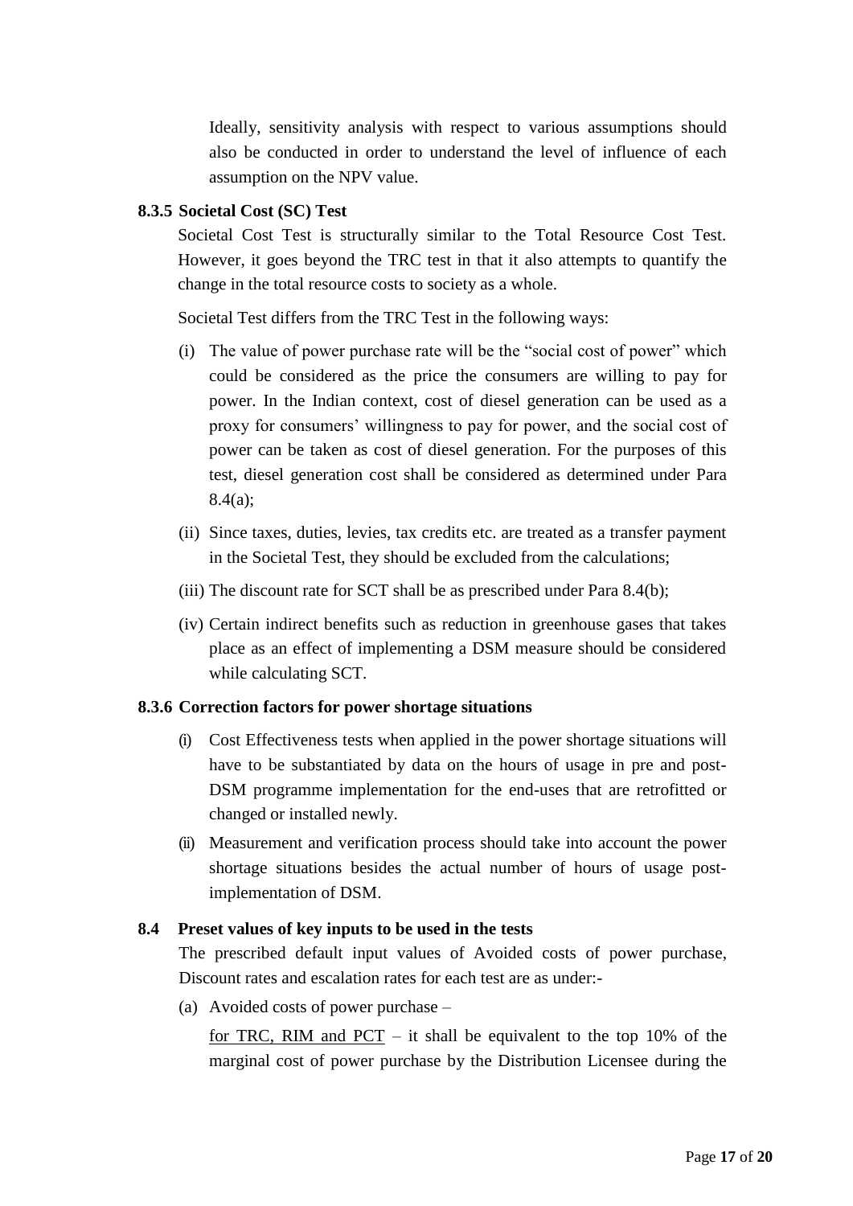Ideally, sensitivity analysis with respect to various assumptions should also be conducted in order to understand the level of influence of each assumption on the NPV value.

### 8.3.5 Societal Cost (SC) Test

Societal Cost Test is structurally similar to the Total Resource Cost Test. However, it goes beyond the TRC test in that it also attempts to quantify the change in the total resource costs to society as a whole.

Societal Test differs from the TRC Test in the following ways:

(i) The value of power purchase rate will be the "social cost of power" which could be considered as the price the consumers are willing to pay for power. In the Indian context, cost of diesel generation can be used as a proxy for consumers' willingness to pay for power, and the social cost of power can be taken as cost of diesel generation. For the purposes of this test, diesel generation cost shall be considered as determined under Para 8.4(a);

(ii) Since taxes, duties, levies, tax credits etc. are treated as a transfer payment in the Societal Test, they should be excluded from the calculations;

(iii) The discount rate for SCT shall be as prescribed under Para 8.4(b);

(iv) Certain indirect benefits such as reduction in greenhouse gases that takes place as an effect of implementing a DSM measure should be considered while calculating SCT.

### 8.3.6 Correction factors for power shortage situations

(i) Cost Effectiveness tests when applied in the power shortage situations will have to be substantiated by data on the hours of usage in pre and post-DSM programme implementation for the end-uses that are retrofitted or changed or installed newly.

(ii) Measurement and verification process should take into account the power shortage situations besides the actual number of hours of usage post-implementation of DSM.

## 8.4 Preset values of key inputs to be used in the tests

The prescribed default input values of Avoided costs of power purchase, Discount rates and escalation rates for each test are as under:-

(a) Avoided costs of power purchase –

<u>for TRC, RIM and PCT</u> – it shall be equivalent to the top 10% of the marginal cost of power purchase by the Distribution Licensee during the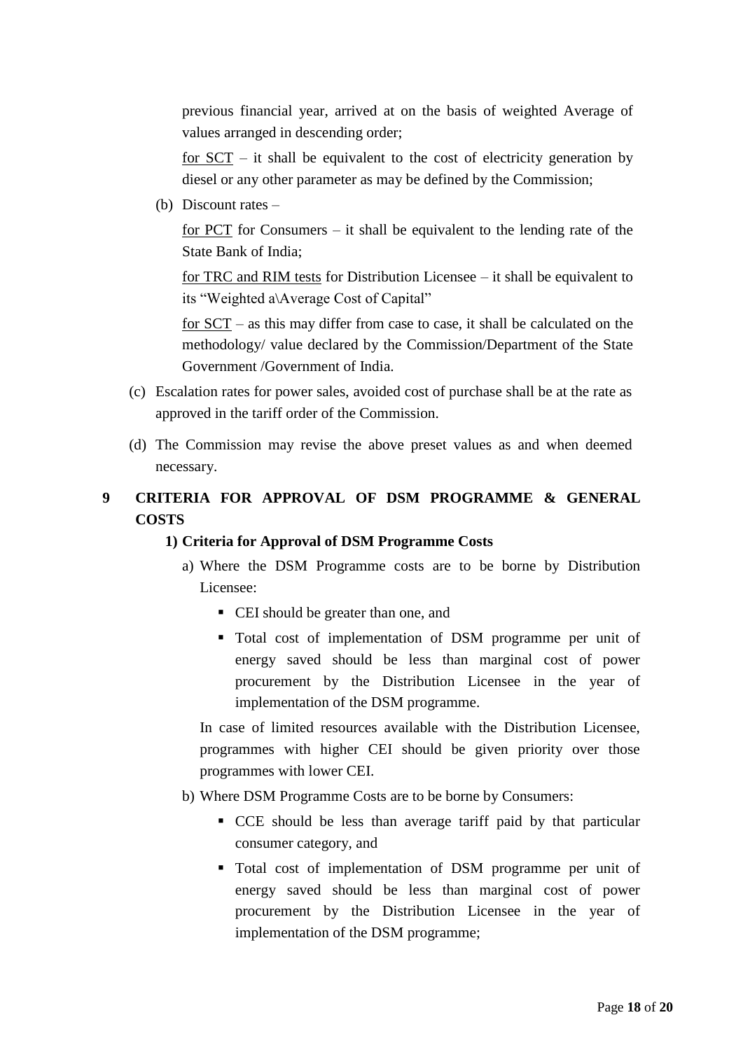previous financial year, arrived at on the basis of weighted Average of values arranged in descending order;

for SCT – it shall be equivalent to the cost of electricity generation by diesel or any other parameter as may be defined by the Commission;

(b) Discount rates –

for PCT for Consumers – it shall be equivalent to the lending rate of the State Bank of India;

for TRC and RIM tests for Distribution Licensee – it shall be equivalent to its "Weighted a\Average Cost of Capital"

for SCT – as this may differ from case to case, it shall be calculated on the methodology/ value declared by the Commission/Department of the State Government /Government of India.

(c) Escalation rates for power sales, avoided cost of purchase shall be at the rate as approved in the tariff order of the Commission.

(d) The Commission may revise the above preset values as and when deemed necessary.

## 9 CRITERIA FOR APPROVAL OF DSM PROGRAMME & GENERAL COSTS

### 1) Criteria for Approval of DSM Programme Costs

a) Where the DSM Programme costs are to be borne by Distribution Licensee:

- CEI should be greater than one, and
- Total cost of implementation of DSM programme per unit of energy saved should be less than marginal cost of power procurement by the Distribution Licensee in the year of implementation of the DSM programme.

In case of limited resources available with the Distribution Licensee, programmes with higher CEI should be given priority over those programmes with lower CEI.

b) Where DSM Programme Costs are to be borne by Consumers:

- CCE should be less than average tariff paid by that particular consumer category, and
- Total cost of implementation of DSM programme per unit of energy saved should be less than marginal cost of power procurement by the Distribution Licensee in the year of implementation of the DSM programme;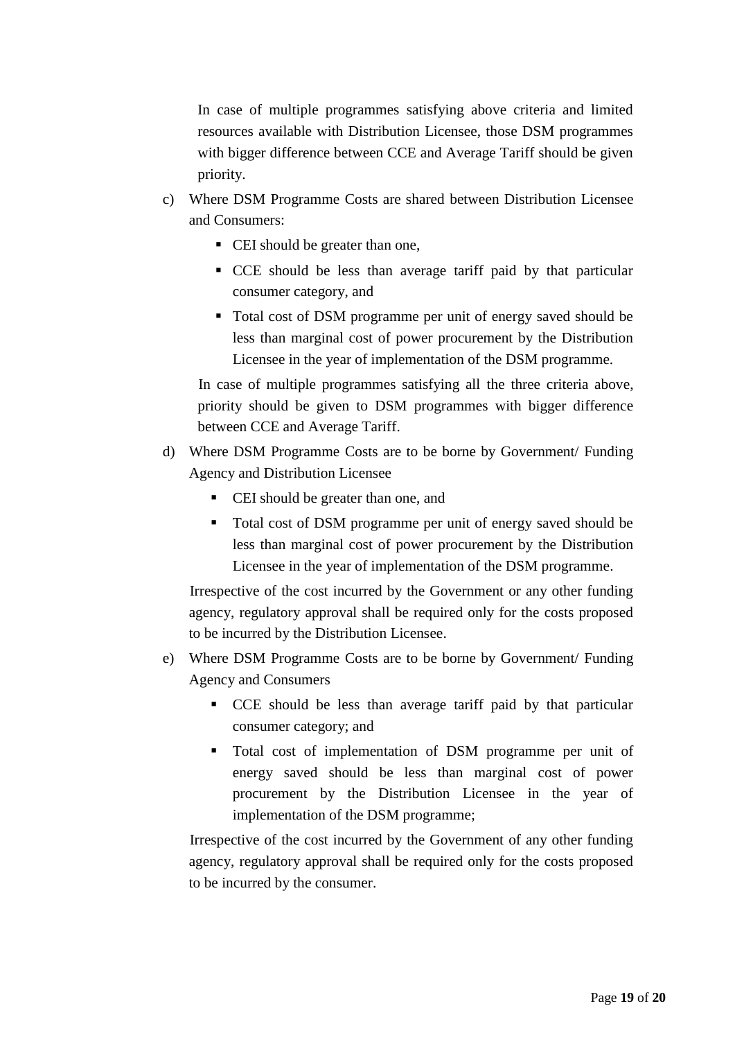In case of multiple programmes satisfying above criteria and limited resources available with Distribution Licensee, those DSM programmes with bigger difference between CCE and Average Tariff should be given priority.

c) Where DSM Programme Costs are shared between Distribution Licensee and Consumers:

- CEI should be greater than one,
- CCE should be less than average tariff paid by that particular consumer category, and
- Total cost of DSM programme per unit of energy saved should be less than marginal cost of power procurement by the Distribution Licensee in the year of implementation of the DSM programme.

In case of multiple programmes satisfying all the three criteria above, priority should be given to DSM programmes with bigger difference between CCE and Average Tariff.

d) Where DSM Programme Costs are to be borne by Government/ Funding Agency and Distribution Licensee

- CEI should be greater than one, and
- Total cost of DSM programme per unit of energy saved should be less than marginal cost of power procurement by the Distribution Licensee in the year of implementation of the DSM programme.

Irrespective of the cost incurred by the Government or any other funding agency, regulatory approval shall be required only for the costs proposed to be incurred by the Distribution Licensee.

e) Where DSM Programme Costs are to be borne by Government/ Funding Agency and Consumers

- CCE should be less than average tariff paid by that particular consumer category; and
- Total cost of implementation of DSM programme per unit of energy saved should be less than marginal cost of power procurement by the Distribution Licensee in the year of implementation of the DSM programme;

Irrespective of the cost incurred by the Government of any other funding agency, regulatory approval shall be required only for the costs proposed to be incurred by the consumer.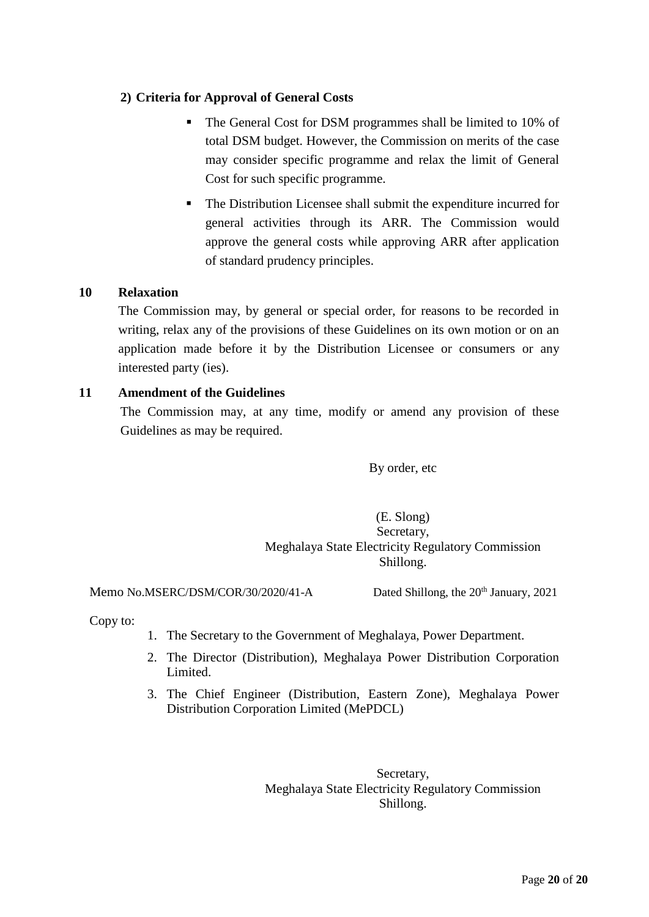**2) Criteria for Approval of General Costs**

- The General Cost for DSM programmes shall be limited to 10% of total DSM budget. However, the Commission on merits of the case may consider specific programme and relax the limit of General Cost for such specific programme.
- The Distribution Licensee shall submit the expenditure incurred for general activities through its ARR. The Commission would approve the general costs while approving ARR after application of standard prudency principles.

## 10 Relaxation

The Commission may, by general or special order, for reasons to be recorded in writing, relax any of the provisions of these Guidelines on its own motion or on an application made before it by the Distribution Licensee or consumers or any interested party (ies).

## 11 Amendment of the Guidelines

The Commission may, at any time, modify or amend any provision of these Guidelines as may be required.

By order, etc

(E. Slong)
Secretary,
Meghalaya State Electricity Regulatory Commission
Shillong.

Memo No.MSERC/DSM/COR/30/2020/41-A    Dated Shillong, the 20th January, 2021

Copy to:

1. The Secretary to the Government of Meghalaya, Power Department.
2. The Director (Distribution), Meghalaya Power Distribution Corporation Limited.
3. The Chief Engineer (Distribution, Eastern Zone), Meghalaya Power Distribution Corporation Limited (MePDCL)

Secretary,
Meghalaya State Electricity Regulatory Commission
Shillong.